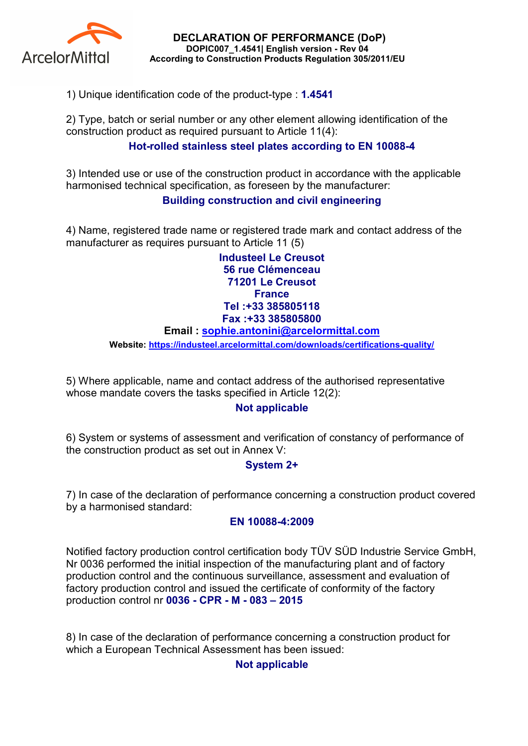ArcelorMittal

# DECLARATION OF PERFORMANCE (DoP)

**DOPIC007_1.4541| English version - Rev 04**
**According to Construction Products Regulation 305/2011/EU**

1) Unique identification code of the product-type : **1.4541**

2) Type, batch or serial number or any other element allowing identification of the construction product as required pursuant to Article 11(4):

**Hot-rolled stainless steel plates according to EN 10088-4**

3) Intended use or use of the construction product in accordance with the applicable harmonised technical specification, as foreseen by the manufacturer:

**Building construction and civil engineering**

4) Name, registered trade name or registered trade mark and contact address of the manufacturer as requires pursuant to Article 11 (5)

**Industeel Le Creusot**
**56 rue Clémenceau**
**71201 Le Creusot**
**France**
**Tel :+33 385805118**
**Fax :+33 385805800**
**Email : sophie.antonini@arcelormittal.com**
**Website:** https://industeel.arcelormittal.com/downloads/certifications-quality/

5) Where applicable, name and contact address of the authorised representative whose mandate covers the tasks specified in Article 12(2):

**Not applicable**

6) System or systems of assessment and verification of constancy of performance of the construction product as set out in Annex V:

**System 2+**

7) In case of the declaration of performance concerning a construction product covered by a harmonised standard:

**EN 10088-4:2009**

Notified factory production control certification body TÜV SÜD Industrie Service GmbH, Nr 0036 performed the initial inspection of the manufacturing plant and of factory production control and the continuous surveillance, assessment and evaluation of factory production control and issued the certificate of conformity of the factory production control nr **0036 - CPR - M - 083 – 2015**

8) In case of the declaration of performance concerning a construction product for which a European Technical Assessment has been issued:

**Not applicable**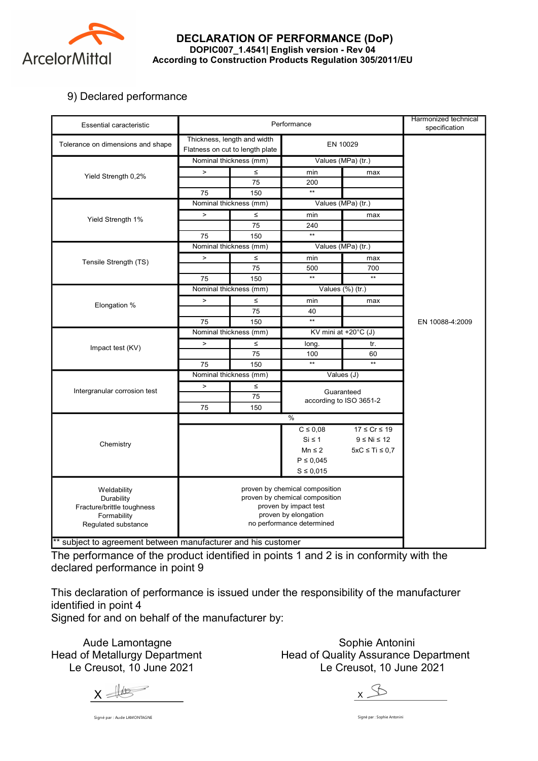# DECLARATION OF PERFORMANCE (DoP)

**DOPIC007_1.4541| English version - Rev 04**

**According to Construction Products Regulation 305/2011/EU**

## 9) Declared performance

| Essential caracteristic | Performance | | | | Harmonized technical specification |
|---|---|---|---|---|---|
| Tolerance on dimensions and shape | Thickness, length and width<br>Flatness on cut to length plate | | EN 10029 | | EN 10088-4:2009 |
| Yield Strength 0,2% | Nominal thickness (mm) | | Values (MPa) (tr.) | | |
| | > | ≤ | min | max | |
| | | 75 | 200 | | |
| | 75 | 150 | ** | | |
| Yield Strength 1% | Nominal thickness (mm) | | Values (MPa) (tr.) | | |
| | > | ≤ | min | max | |
| | | 75 | 240 | | |
| | 75 | 150 | ** | | |
| Tensile Strength (TS) | Nominal thickness (mm) | | Values (MPa) (tr.) | | |
| | > | ≤ | min | max | |
| | | 75 | 500 | 700 | |
| | 75 | 150 | ** | ** | |
| Elongation % | Nominal thickness (mm) | | Values (%) (tr.) | | |
| | > | ≤ | min | max | |
| | | 75 | 40 | | |
| | 75 | 150 | ** | | |
| Impact test (KV) | Nominal thickness (mm) | | KV mini at +20°C (J) | | |
| | > | ≤ | long. | tr. | |
| | | 75 | 100 | 60 | |
| | 75 | 150 | ** | ** | |
| Intergranular corrosion test | Nominal thickness (mm) | | Values (J) | | |
| | > | ≤ | Guaranteed according to ISO 3651-2 | | |
| | | 75 | | | |
| | 75 | 150 | | | |
| Chemistry | % | | | | |
| | | | C ≤ 0,08<br>Si ≤ 1<br>Mn ≤ 2<br>P ≤ 0,045<br>S ≤ 0,015 | 17 ≤ Cr ≤ 19<br>9 ≤ Ni ≤ 12<br>5xC ≤ Ti ≤ 0,7 | |
| Weldability<br>Durability<br>Fracture/brittle toughness<br>Formability<br>Regulated substance | proven by chemical composition<br>proven by chemical composition<br>proven by impact test<br>proven by elongation<br>no performance determined | | | | |

** subject to agreement between manufacturer and his customer

The performance of the product identified in points 1 and 2 is in conformity with the declared performance in point 9

This declaration of performance is issued under the responsibility of the manufacturer identified in point 4

Signed for and on behalf of the manufacturer by:

Aude Lamontagne
Head of Metallurgy Department
Le Creusot, 10 June 2021

X

Signé par : Aude LAMONTAGNE

Sophie Antonini
Head of Quality Assurance Department
Le Creusot, 10 June 2021

X

Signé par : Sophie Antonini